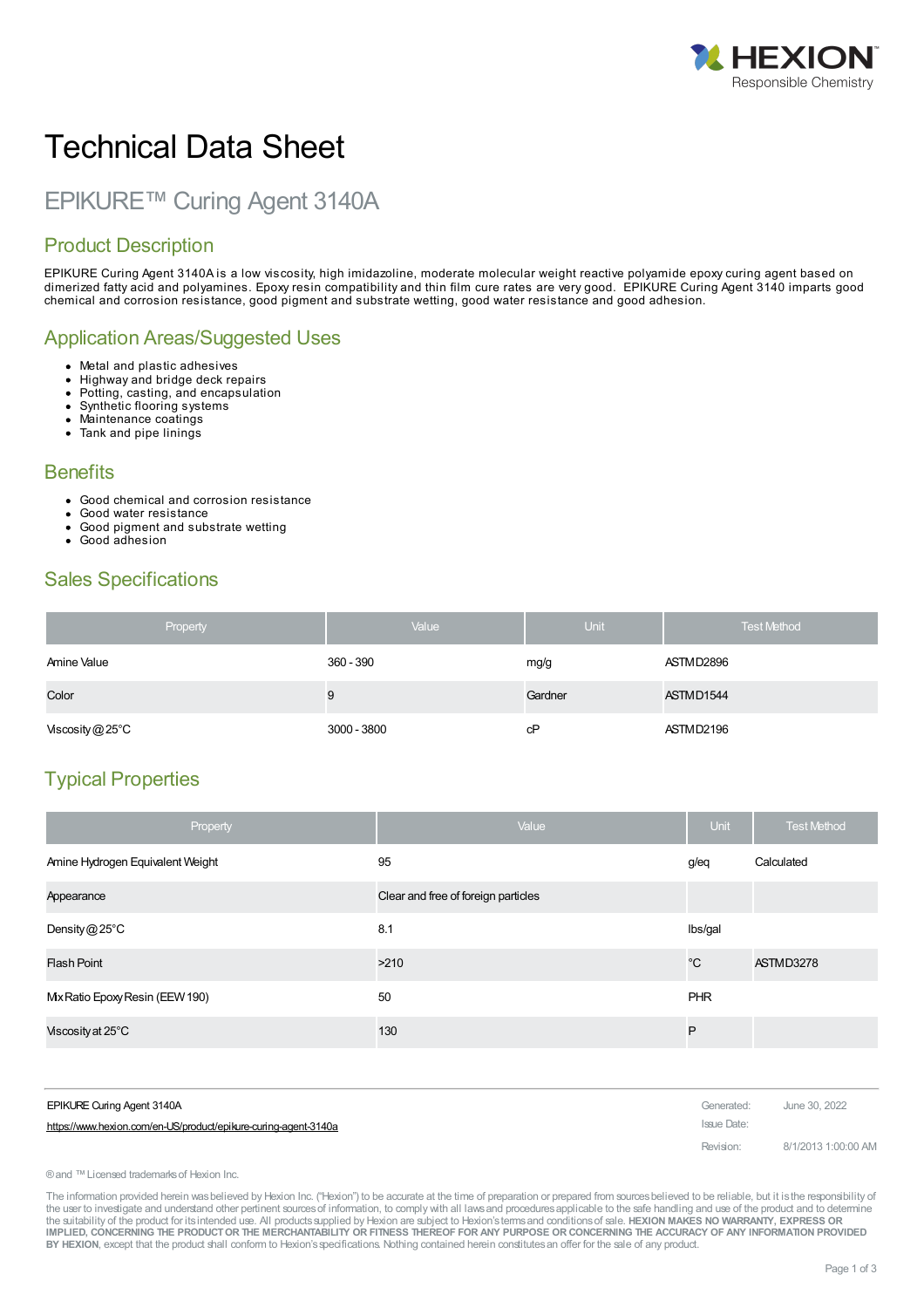# Technical Data Sheet

## EPIKURE™ Curing Agent 3140A

### Product Description

EPIKURE Curing Agent 3140A is a low viscosity, high imidazoline, moderate molecular weight reactive polyamide epoxy curing agent based on dimerized fatty acid and polyamines. Epoxy resin compatibility and thin film cure rates are very good. EPIKURE Curing Agent 3140 imparts good chemical and corrosion resistance, good pigment and substrate wetting, good water resistance and good adhesion.

### Application Areas/Suggested Uses

- Metal and plastic adhesives
- Highway and bridge deck repairs
- Potting, casting, and encapsulation
- Synthetic flooring systems
- Maintenance coatings
- Tank and pipe linings

### Benefits

- Good chemical and corrosion resistance
- Good water resistance
- Good pigment and substrate wetting
- Good adhesion

### Sales Specifications

| Property | Value | Unit | Test Method |
|---|---|---|---|
| Amine Value | 360 - 390 | mg/g | ASTM D2896 |
| Color | 9 | Gardner | ASTM D1544 |
| Viscosity @ 25°C | 3000 - 3800 | cP | ASTM D2196 |

### Typical Properties

| Property | Value | Unit | Test Method |
|---|---|---|---|
| Amine Hydrogen Equivalent Weight | 95 | g/eq | Calculated |
| Appearance | Clear and free of foreign particles | | |
| Density @ 25°C | 8.1 | lbs/gal | |
| Flash Point | >210 | °C | ASTM D3278 |
| Mix Ratio Epoxy Resin (EEW 190) | 50 | PHR | |
| Viscosity at 25°C | 130 | P | |

EPIKURE Curing Agent 3140A
https://www.hexion.com/en-US/product/epikure-curing-agent-3140a

Generated: June 30, 2022
Issue Date:
Revision: 8/1/2013 1:00:00 AM

® and ™ Licensed trademarks of Hexion Inc.

The information provided herein was believed by Hexion Inc. ("Hexion") to be accurate at the time of preparation or prepared from sources believed to be reliable, but it is the responsibility of the user to investigate and understand other pertinent sources of information, to comply with all laws and procedures applicable to the safe handling and use of the product and to determine the suitability of the product for its intended use. All products supplied by Hexion are subject to Hexion's terms and conditions of sale. **HEXION MAKES NO WARRANTY, EXPRESS OR IMPLIED, CONCERNING THE PRODUCT OR THE MERCHANTABILITY OR FITNESS THEREOF FOR ANY PURPOSE OR CONCERNING THE ACCURACY OF ANY INFORMATION PROVIDED BY HEXION**, except that the product shall conform to Hexion's specifications. Nothing contained herein constitutes an offer for the sale of any product.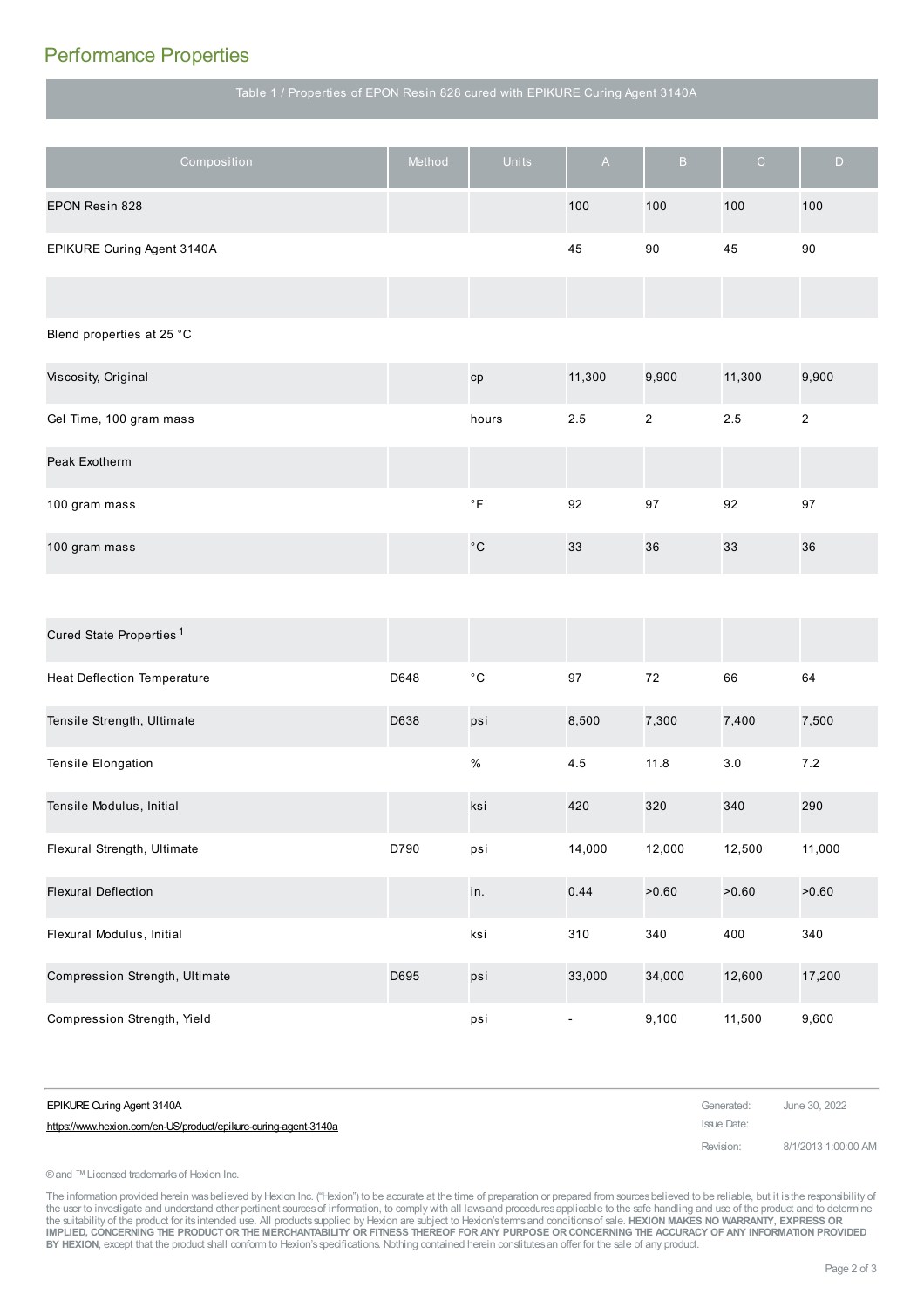## Performance Properties

| Table 1 / Properties of EPON Resin 828 cured with EPIKURE Curing Agent 3140A | | | | | | |
|---|---|---|---|---|---|---|
| Composition | Method | Units | A | B | C | D |
| EPON Resin 828 | | | 100 | 100 | 100 | 100 |
| EPIKURE Curing Agent 3140A | | | 45 | 90 | 45 | 90 |
| | | | | | | |
| Blend properties at 25 °C | | | | | | |
| Viscosity, Original | | cp | 11,300 | 9,900 | 11,300 | 9,900 |
| Gel Time, 100 gram mass | | hours | 2.5 | 2 | 2.5 | 2 |
| Peak Exotherm | | | | | | |
| 100 gram mass | | °F | 92 | 97 | 92 | 97 |
| 100 gram mass | | °C | 33 | 36 | 33 | 36 |
| | | | | | | |
| Cured State Properties [1] | | | | | | |
| Heat Deflection Temperature | D648 | °C | 97 | 72 | 66 | 64 |
| Tensile Strength, Ultimate | D638 | psi | 8,500 | 7,300 | 7,400 | 7,500 |
| Tensile Elongation | | % | 4.5 | 11.8 | 3.0 | 7.2 |
| Tensile Modulus, Initial | | ksi | 420 | 320 | 340 | 290 |
| Flexural Strength, Ultimate | D790 | psi | 14,000 | 12,000 | 12,500 | 11,000 |
| Flexural Deflection | | in. | 0.44 | >0.60 | >0.60 | >0.60 |
| Flexural Modulus, Initial | | ksi | 310 | 340 | 400 | 340 |
| Compression Strength, Ultimate | D695 | psi | 33,000 | 34,000 | 12,600 | 17,200 |
| Compression Strength, Yield | | psi | - | 9,100 | 11,500 | 9,600 |

EPIKURE Curing Agent 3140A
https://www.hexion.com/en-US/product/epikure-curing-agent-3140a

Generated: June 30, 2022
Issue Date:
Revision: 8/1/2013 1:00:00 AM

® and ™ Licensed trademarks of Hexion Inc.

The information provided herein was believed by Hexion Inc. ("Hexion") to be accurate at the time of preparation or prepared from sources believed to be reliable, but it is the responsibility of the user to investigate and understand other pertinent sources of information, to comply with all laws and procedures applicable to the safe handling and use of the product and to determine the suitability of the product for its intended use. All products supplied by Hexion are subject to Hexion's terms and conditions of sale. **HEXION MAKES NO WARRANTY, EXPRESS OR IMPLIED, CONCERNING THE PRODUCT OR THE MERCHANTABILITY OR FITNESS THEREOF FOR ANY PURPOSE OR CONCERNING THE ACCURACY OF ANY INFORMATION PROVIDED BY HEXION**, except that the product shall conform to Hexion's specifications. Nothing contained herein constitutes an offer for the sale of any product.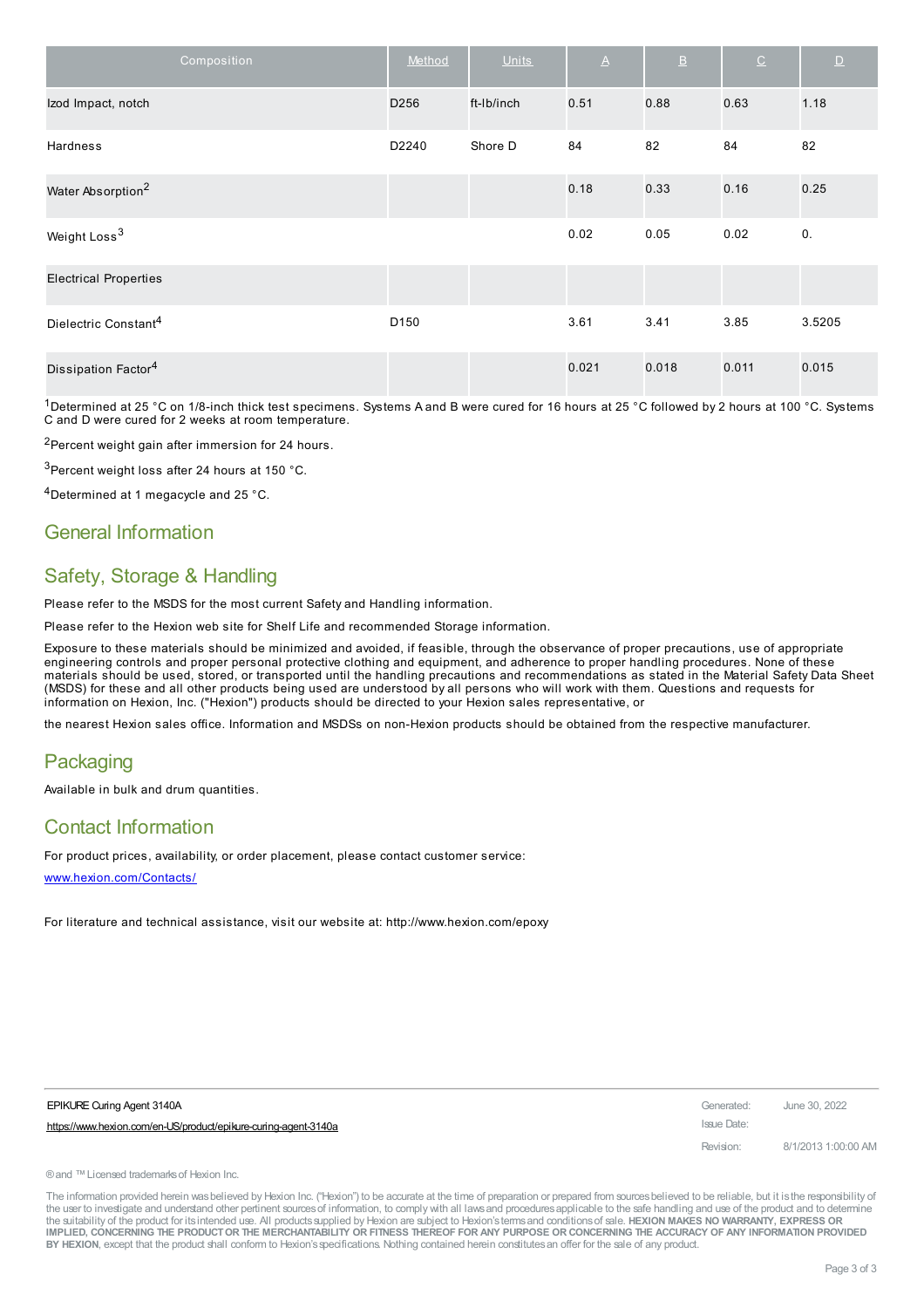| Composition | Method | Units | A | B | C | D |
|---|---|---|---|---|---|---|
| Izod Impact, notch | D256 | ft-lb/inch | 0.51 | 0.88 | 0.63 | 1.18 |
| Hardness | D2240 | Shore D | 84 | 82 | 84 | 82 |
| Water Absorption[2] | | | 0.18 | 0.33 | 0.16 | 0.25 |
| Weight Loss[3] | | | 0.02 | 0.05 | 0.02 | 0. |
| Electrical Properties | | | | | | |
| Dielectric Constant[4] | D150 | | 3.61 | 3.41 | 3.85 | 3.5205 |
| Dissipation Factor[4] | | | 0.021 | 0.018 | 0.011 | 0.015 |

[1]Determined at 25 °C on 1/8-inch thick test specimens. Systems A and B were cured for 16 hours at 25 °C followed by 2 hours at 100 °C. Systems C and D were cured for 2 weeks at room temperature.

[2]Percent weight gain after immersion for 24 hours.

[3]Percent weight loss after 24 hours at 150 °C.

[4]Determined at 1 megacycle and 25 °C.

## General Information

## Safety, Storage & Handling

Please refer to the MSDS for the most current Safety and Handling information.

Please refer to the Hexion web site for Shelf Life and recommended Storage information.

Exposure to these materials should be minimized and avoided, if feasible, through the observance of proper precautions, use of appropriate engineering controls and proper personal protective clothing and equipment, and adherence to proper handling procedures. None of these materials should be used, stored, or transported until the handling precautions and recommendations as stated in the Material Safety Data Sheet (MSDS) for these and all other products being used are understood by all persons who will work with them. Questions and requests for information on Hexion, Inc. ("Hexion") products should be directed to your Hexion sales representative, or

the nearest Hexion sales office. Information and MSDSs on non-Hexion products should be obtained from the respective manufacturer.

## Packaging

Available in bulk and drum quantities.

## Contact Information

For product prices, availability, or order placement, please contact customer service:

www.hexion.com/Contacts/

For literature and technical assistance, visit our website at: http://www.hexion.com/epoxy

EPIKURE Curing Agent 3140A
https://www.hexion.com/en-US/product/epikure-curing-agent-3140a

Generated: June 30, 2022
Issue Date:
Revision: 8/1/2013 1:00:00 AM

® and ™ Licensed trademarks of Hexion Inc.

The information provided herein was believed by Hexion Inc. ("Hexion") to be accurate at the time of preparation or prepared from sources believed to be reliable, but it is the responsibility of the user to investigate and understand other pertinent sources of information, to comply with all laws and procedures applicable to the safe handling and use of the product and to determine the suitability of the product for its intended use. All products supplied by Hexion are subject to Hexion's terms and conditions of sale. **HEXION MAKES NO WARRANTY, EXPRESS OR IMPLIED, CONCERNING THE PRODUCT OR THE MERCHANTABILITY OR FITNESS THEREOF FOR ANY PURPOSE OR CONCERNING THE ACCURACY OF ANY INFORMATION PROVIDED BY HEXION**, except that the product shall conform to Hexion's specifications. Nothing contained herein constitutes an offer for the sale of any product.